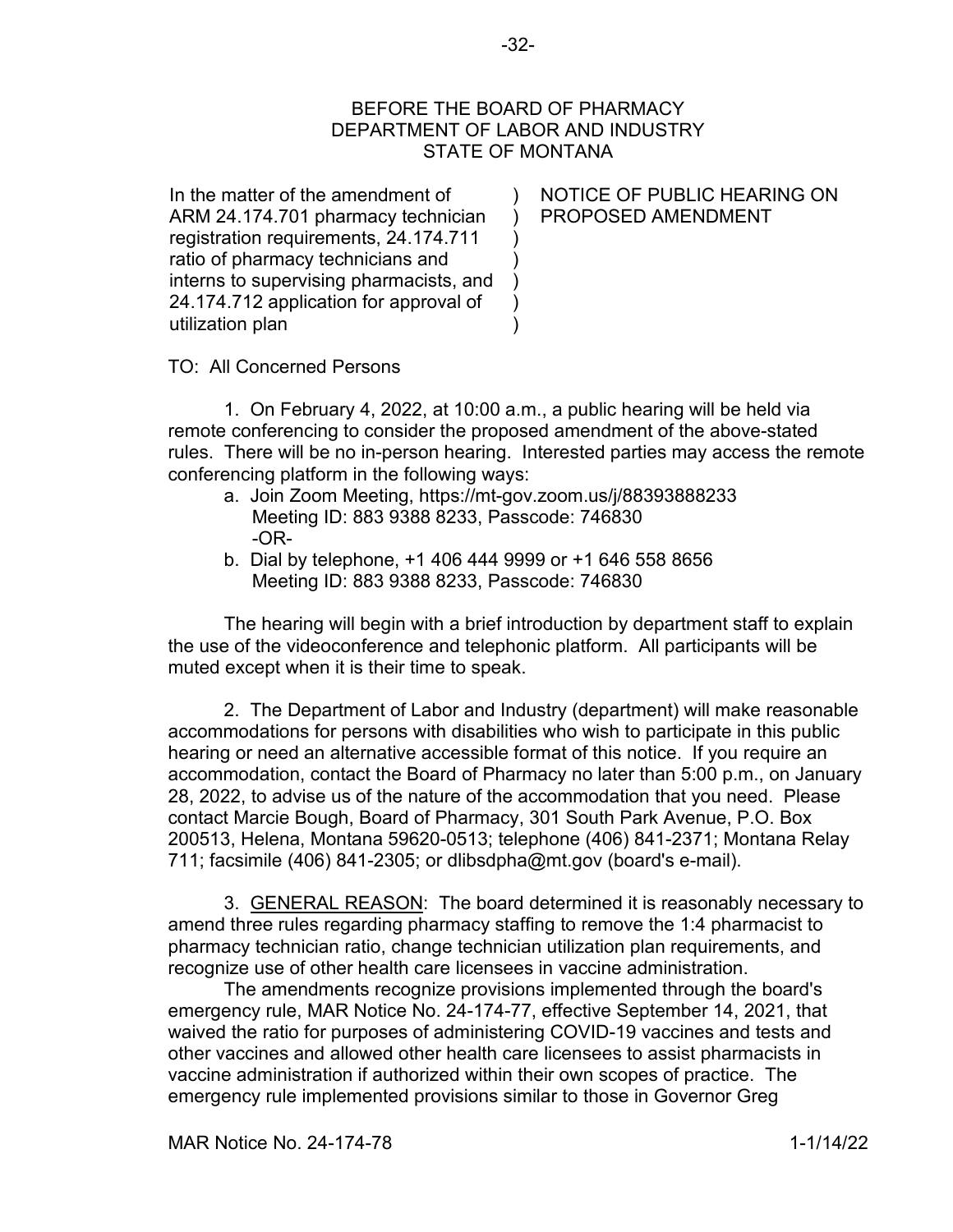BEFORE THE BOARD OF PHARMACY
DEPARTMENT OF LABOR AND INDUSTRY
STATE OF MONTANA

| In the matter of the amendment of ARM 24.174.701 pharmacy technician registration requirements, 24.174.711 ratio of pharmacy technicians and interns to supervising pharmacists, and 24.174.712 application for approval of utilization plan | ) | NOTICE OF PUBLIC HEARING ON PROPOSED AMENDMENT |
|---|---|---|

TO: All Concerned Persons

1. On February 4, 2022, at 10:00 a.m., a public hearing will be held via remote conferencing to consider the proposed amendment of the above-stated rules. There will be no in-person hearing. Interested parties may access the remote conferencing platform in the following ways:

   a. Join Zoom Meeting, https://mt-gov.zoom.us/j/88393888233
      Meeting ID: 883 9388 8233, Passcode: 746830
      -OR-

   b. Dial by telephone, +1 406 444 9999 or +1 646 558 8656
      Meeting ID: 883 9388 8233, Passcode: 746830

The hearing will begin with a brief introduction by department staff to explain the use of the videoconference and telephonic platform. All participants will be muted except when it is their time to speak.

2. The Department of Labor and Industry (department) will make reasonable accommodations for persons with disabilities who wish to participate in this public hearing or need an alternative accessible format of this notice. If you require an accommodation, contact the Board of Pharmacy no later than 5:00 p.m., on January 28, 2022, to advise us of the nature of the accommodation that you need. Please contact Marcie Bough, Board of Pharmacy, 301 South Park Avenue, P.O. Box 200513, Helena, Montana 59620-0513; telephone (406) 841-2371; Montana Relay 711; facsimile (406) 841-2305; or dlibsdpha@mt.gov (board's e-mail).

3. <u>GENERAL REASON</u>: The board determined it is reasonably necessary to amend three rules regarding pharmacy staffing to remove the 1:4 pharmacist to pharmacy technician ratio, change technician utilization plan requirements, and recognize use of other health care licensees in vaccine administration.

The amendments recognize provisions implemented through the board's emergency rule, MAR Notice No. 24-174-77, effective September 14, 2021, that waived the ratio for purposes of administering COVID-19 vaccines and tests and other vaccines and allowed other health care licensees to assist pharmacists in vaccine administration if authorized within their own scopes of practice. The emergency rule implemented provisions similar to those in Governor Greg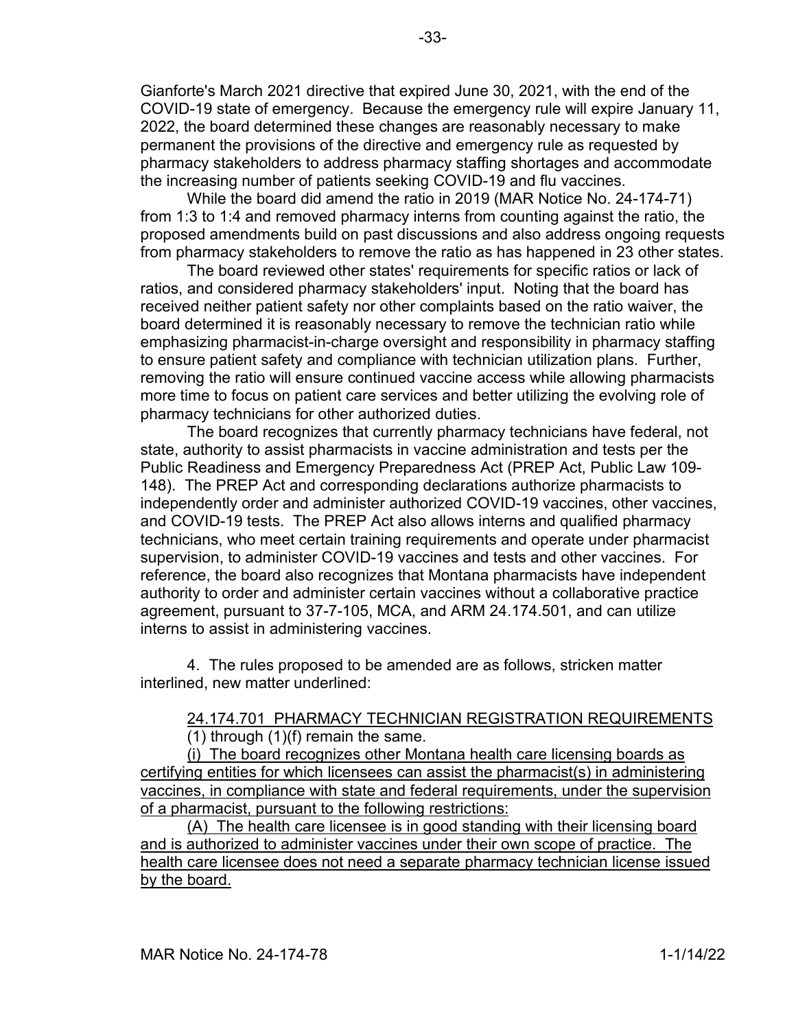Gianforte's March 2021 directive that expired June 30, 2021, with the end of the COVID-19 state of emergency. Because the emergency rule will expire January 11, 2022, the board determined these changes are reasonably necessary to make permanent the provisions of the directive and emergency rule as requested by pharmacy stakeholders to address pharmacy staffing shortages and accommodate the increasing number of patients seeking COVID-19 and flu vaccines.

While the board did amend the ratio in 2019 (MAR Notice No. 24-174-71) from 1:3 to 1:4 and removed pharmacy interns from counting against the ratio, the proposed amendments build on past discussions and also address ongoing requests from pharmacy stakeholders to remove the ratio as has happened in 23 other states.

The board reviewed other states' requirements for specific ratios or lack of ratios, and considered pharmacy stakeholders' input. Noting that the board has received neither patient safety nor other complaints based on the ratio waiver, the board determined it is reasonably necessary to remove the technician ratio while emphasizing pharmacist-in-charge oversight and responsibility in pharmacy staffing to ensure patient safety and compliance with technician utilization plans. Further, removing the ratio will ensure continued vaccine access while allowing pharmacists more time to focus on patient care services and better utilizing the evolving role of pharmacy technicians for other authorized duties.

The board recognizes that currently pharmacy technicians have federal, not state, authority to assist pharmacists in vaccine administration and tests per the Public Readiness and Emergency Preparedness Act (PREP Act, Public Law 109-148). The PREP Act and corresponding declarations authorize pharmacists to independently order and administer authorized COVID-19 vaccines, other vaccines, and COVID-19 tests. The PREP Act also allows interns and qualified pharmacy technicians, who meet certain training requirements and operate under pharmacist supervision, to administer COVID-19 vaccines and tests and other vaccines. For reference, the board also recognizes that Montana pharmacists have independent authority to order and administer certain vaccines without a collaborative practice agreement, pursuant to 37-7-105, MCA, and ARM 24.174.501, and can utilize interns to assist in administering vaccines.

4. The rules proposed to be amended are as follows, stricken matter interlined, new matter underlined:

<u>24.174.701 PHARMACY TECHNICIAN REGISTRATION REQUIREMENTS</u>

(1) through (1)(f) remain the same.

<u>(i) The board recognizes other Montana health care licensing boards as certifying entities for which licensees can assist the pharmacist(s) in administering vaccines, in compliance with state and federal requirements, under the supervision of a pharmacist, pursuant to the following restrictions:</u>

<u>(A) The health care licensee is in good standing with their licensing board and is authorized to administer vaccines under their own scope of practice. The health care licensee does not need a separate pharmacy technician license issued by the board.</u>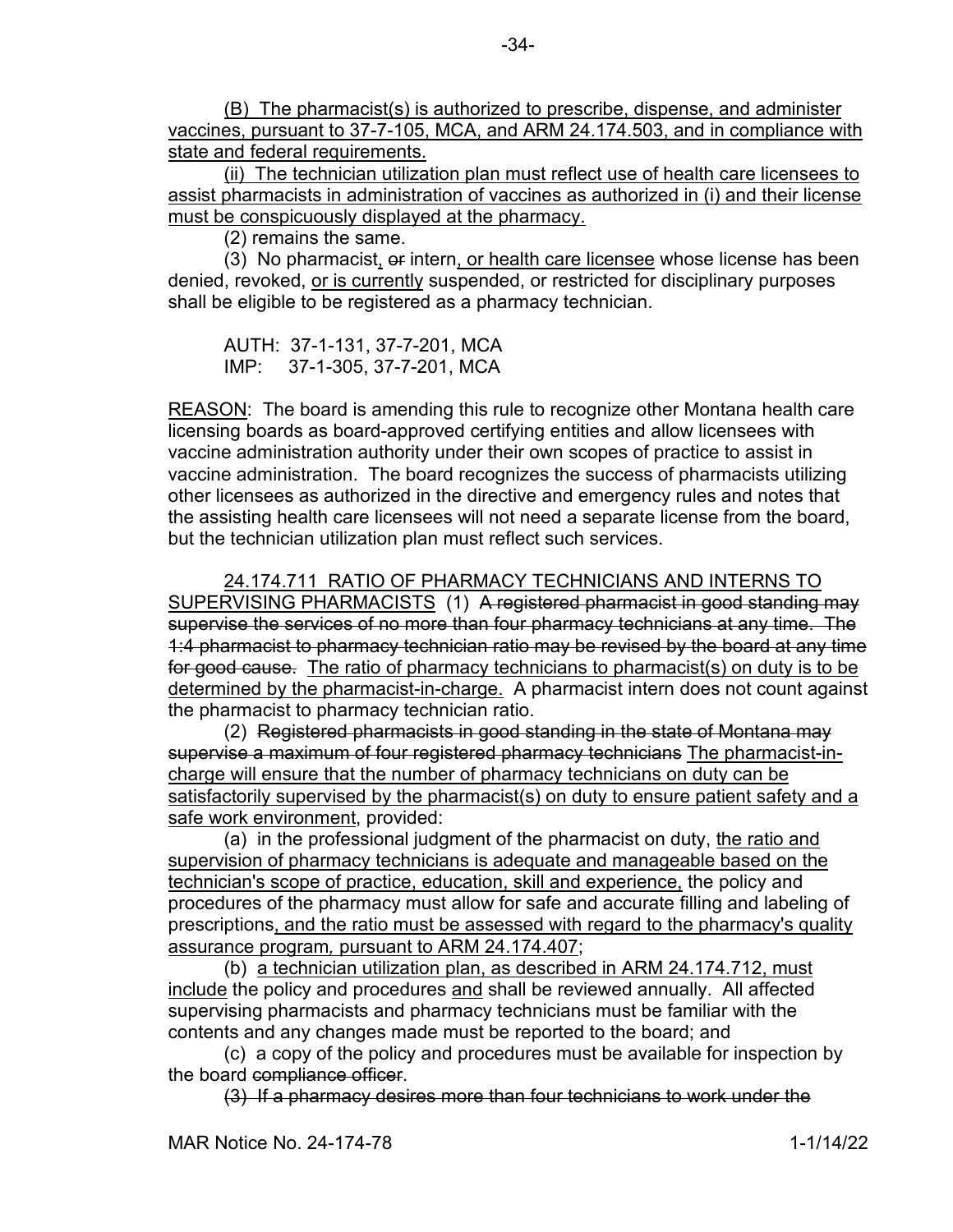<u>(B) The pharmacist(s) is authorized to prescribe, dispense, and administer vaccines, pursuant to 37-7-105, MCA, and ARM 24.174.503, and in compliance with state and federal requirements.</u>

<u>(ii) The technician utilization plan must reflect use of health care licensees to assist pharmacists in administration of vaccines as authorized in (i) and their license must be conspicuously displayed at the pharmacy.</u>

(2) remains the same.

(3) No pharmacist<u>,</u> ~~or~~ intern<u>, or health care licensee</u> whose license has been denied, revoked, <u>or is currently</u> suspended, or restricted for disciplinary purposes shall be eligible to be registered as a pharmacy technician.

AUTH: 37-1-131, 37-7-201, MCA
IMP: 37-1-305, 37-7-201, MCA

<u>REASON</u>: The board is amending this rule to recognize other Montana health care licensing boards as board-approved certifying entities and allow licensees with vaccine administration authority under their own scopes of practice to assist in vaccine administration. The board recognizes the success of pharmacists utilizing other licensees as authorized in the directive and emergency rules and notes that the assisting health care licensees will not need a separate license from the board, but the technician utilization plan must reflect such services.

<u>24.174.711 RATIO OF PHARMACY TECHNICIANS AND INTERNS TO SUPERVISING PHARMACISTS</u> (1) ~~A registered pharmacist in good standing may supervise the services of no more than four pharmacy technicians at any time. The 1:4 pharmacist to pharmacy technician ratio may be revised by the board at any time for good cause.~~ <u>The ratio of pharmacy technicians to pharmacist(s) on duty is to be determined by the pharmacist-in-charge.</u> A pharmacist intern does not count against the pharmacist to pharmacy technician ratio.

(2) ~~Registered pharmacists in good standing in the state of Montana may supervise a maximum of four registered pharmacy technicians~~ <u>The pharmacist-in-charge will ensure that the number of pharmacy technicians on duty can be satisfactorily supervised by the pharmacist(s) on duty to ensure patient safety and a safe work environment</u>, provided:

(a) in the professional judgment of the pharmacist on duty, <u>the ratio and supervision of pharmacy technicians is adequate and manageable based on the technician's scope of practice, education, skill and experience,</u> the policy and procedures of the pharmacy must allow for safe and accurate filling and labeling of prescriptions<u>, and the ratio must be assessed with regard to the pharmacy's quality assurance program, pursuant to ARM 24.174.407</u>;

(b) <u>a technician utilization plan, as described in ARM 24.174.712, must include</u> the policy and procedures <u>and</u> shall be reviewed annually. All affected supervising pharmacists and pharmacy technicians must be familiar with the contents and any changes made must be reported to the board; and

(c) a copy of the policy and procedures must be available for inspection by the board ~~compliance officer~~.

~~(3) If a pharmacy desires more than four technicians to work under the~~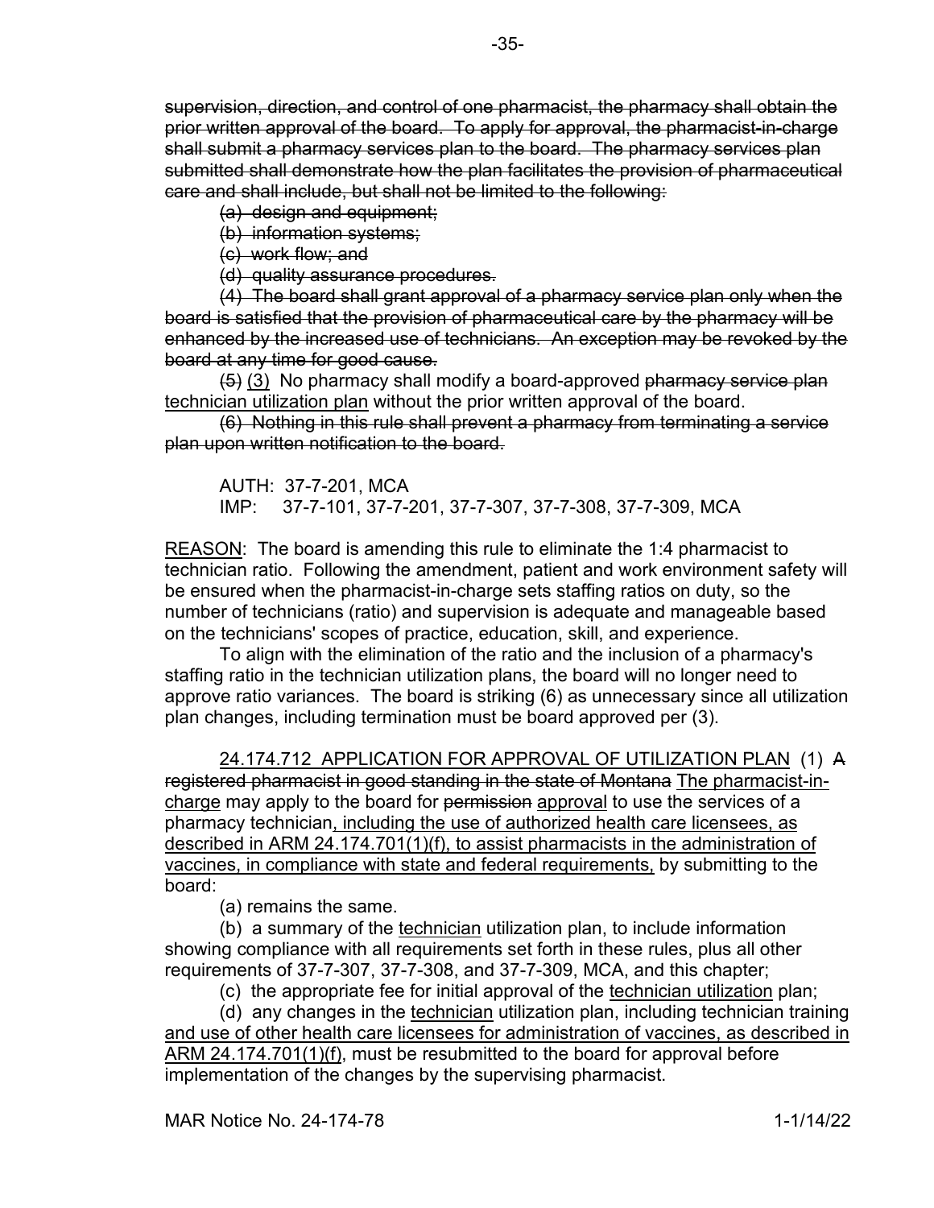~~supervision, direction, and control of one pharmacist, the pharmacy shall obtain the prior written approval of the board. To apply for approval, the pharmacist-in-charge shall submit a pharmacy services plan to the board. The pharmacy services plan submitted shall demonstrate how the plan facilitates the provision of pharmaceutical care and shall include, but shall not be limited to the following:~~

~~(a) design and equipment;~~

~~(b) information systems;~~

~~(c) work flow; and~~

~~(d) quality assurance procedures.~~

~~(4) The board shall grant approval of a pharmacy service plan only when the board is satisfied that the provision of pharmaceutical care by the pharmacy will be enhanced by the increased use of technicians. An exception may be revoked by the board at any time for good cause.~~

~~(5)~~ <u>(3)</u> No pharmacy shall modify a board-approved ~~pharmacy service plan~~ <u>technician utilization plan</u> without the prior written approval of the board.

~~(6) Nothing in this rule shall prevent a pharmacy from terminating a service plan upon written notification to the board.~~

AUTH: 37-7-201, MCA
IMP: 37-7-101, 37-7-201, 37-7-307, 37-7-308, 37-7-309, MCA

<u>REASON</u>: The board is amending this rule to eliminate the 1:4 pharmacist to technician ratio. Following the amendment, patient and work environment safety will be ensured when the pharmacist-in-charge sets staffing ratios on duty, so the number of technicians (ratio) and supervision is adequate and manageable based on the technicians' scopes of practice, education, skill, and experience.

To align with the elimination of the ratio and the inclusion of a pharmacy's staffing ratio in the technician utilization plans, the board will no longer need to approve ratio variances. The board is striking (6) as unnecessary since all utilization plan changes, including termination must be board approved per (3).

<u>24.174.712 APPLICATION FOR APPROVAL OF UTILIZATION PLAN</u> (1) ~~A registered pharmacist in good standing in the state of Montana~~ <u>The pharmacist-in-charge</u> may apply to the board for ~~permission~~ <u>approval</u> to use the services of a pharmacy technician<u>, including the use of authorized health care licensees, as described in ARM 24.174.701(1)(f), to assist pharmacists in the administration of vaccines, in compliance with state and federal requirements,</u> by submitting to the board:

(a) remains the same.

(b) a summary of the <u>technician</u> utilization plan, to include information showing compliance with all requirements set forth in these rules, plus all other requirements of 37-7-307, 37-7-308, and 37-7-309, MCA, and this chapter;

(c) the appropriate fee for initial approval of the <u>technician utilization</u> plan;

(d) any changes in the <u>technician</u> utilization plan, including technician training <u>and use of other health care licensees for administration of vaccines, as described in ARM 24.174.701(1)(f)</u>, must be resubmitted to the board for approval before implementation of the changes by the supervising pharmacist.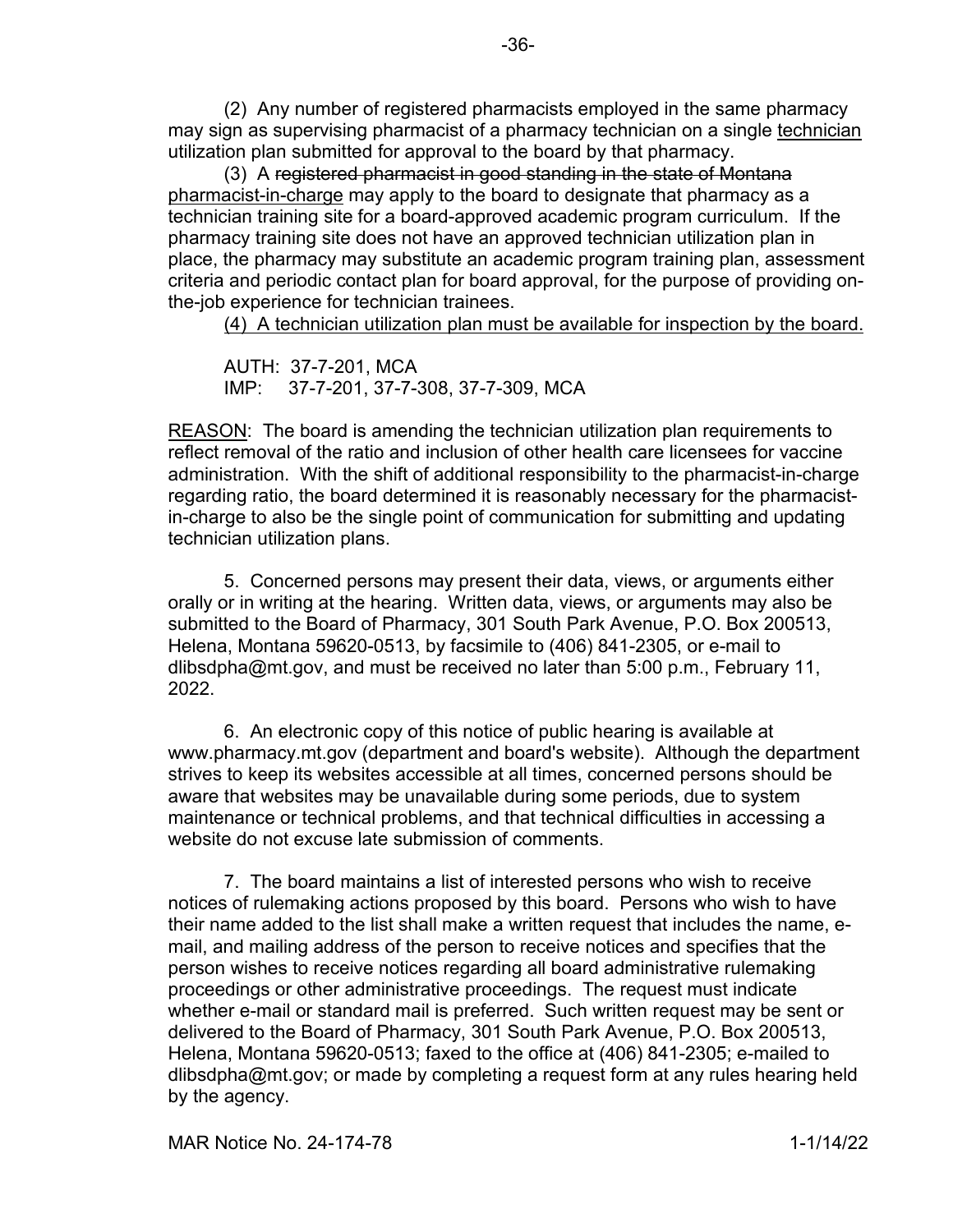(2) Any number of registered pharmacists employed in the same pharmacy may sign as supervising pharmacist of a pharmacy technician on a single <u>technician</u> utilization plan submitted for approval to the board by that pharmacy.

(3) A ~~registered pharmacist in good standing in the state of Montana~~ <u>pharmacist-in-charge</u> may apply to the board to designate that pharmacy as a technician training site for a board-approved academic program curriculum. If the pharmacy training site does not have an approved technician utilization plan in place, the pharmacy may substitute an academic program training plan, assessment criteria and periodic contact plan for board approval, for the purpose of providing on-the-job experience for technician trainees.

<u>(4) A technician utilization plan must be available for inspection by the board.</u>

AUTH: 37-7-201, MCA
IMP: 37-7-201, 37-7-308, 37-7-309, MCA

<u>REASON</u>: The board is amending the technician utilization plan requirements to reflect removal of the ratio and inclusion of other health care licensees for vaccine administration. With the shift of additional responsibility to the pharmacist-in-charge regarding ratio, the board determined it is reasonably necessary for the pharmacist-in-charge to also be the single point of communication for submitting and updating technician utilization plans.

5. Concerned persons may present their data, views, or arguments either orally or in writing at the hearing. Written data, views, or arguments may also be submitted to the Board of Pharmacy, 301 South Park Avenue, P.O. Box 200513, Helena, Montana 59620-0513, by facsimile to (406) 841-2305, or e-mail to dlibsdpha@mt.gov, and must be received no later than 5:00 p.m., February 11, 2022.

6. An electronic copy of this notice of public hearing is available at www.pharmacy.mt.gov (department and board's website). Although the department strives to keep its websites accessible at all times, concerned persons should be aware that websites may be unavailable during some periods, due to system maintenance or technical problems, and that technical difficulties in accessing a website do not excuse late submission of comments.

7. The board maintains a list of interested persons who wish to receive notices of rulemaking actions proposed by this board. Persons who wish to have their name added to the list shall make a written request that includes the name, e-mail, and mailing address of the person to receive notices and specifies that the person wishes to receive notices regarding all board administrative rulemaking proceedings or other administrative proceedings. The request must indicate whether e-mail or standard mail is preferred. Such written request may be sent or delivered to the Board of Pharmacy, 301 South Park Avenue, P.O. Box 200513, Helena, Montana 59620-0513; faxed to the office at (406) 841-2305; e-mailed to dlibsdpha@mt.gov; or made by completing a request form at any rules hearing held by the agency.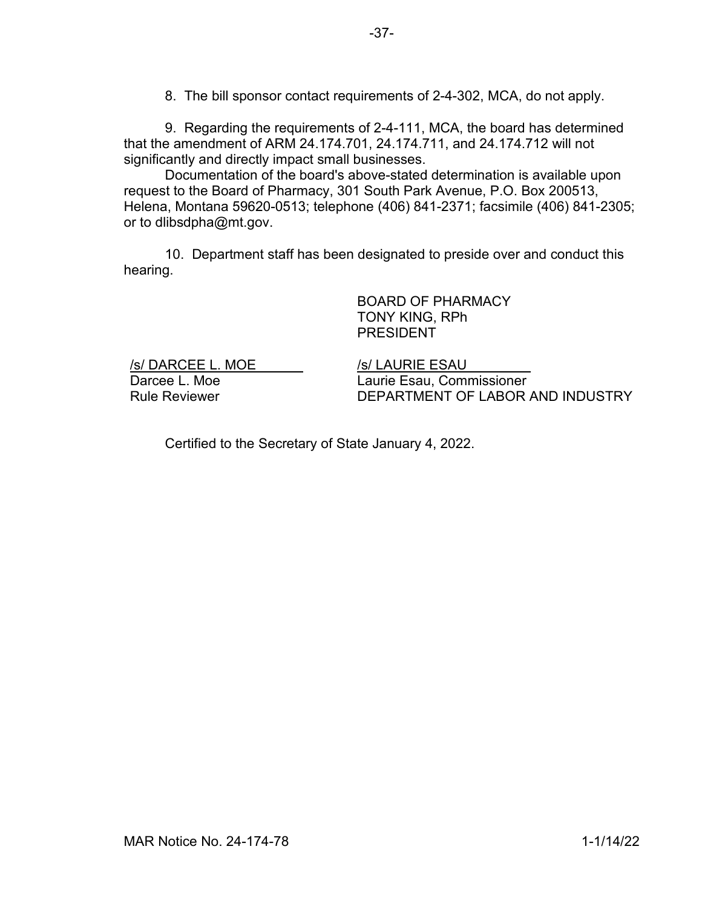8. The bill sponsor contact requirements of 2-4-302, MCA, do not apply.

9. Regarding the requirements of 2-4-111, MCA, the board has determined that the amendment of ARM 24.174.701, 24.174.711, and 24.174.712 will not significantly and directly impact small businesses.

Documentation of the board's above-stated determination is available upon request to the Board of Pharmacy, 301 South Park Avenue, P.O. Box 200513, Helena, Montana 59620-0513; telephone (406) 841-2371; facsimile (406) 841-2305; or to dlibsdpha@mt.gov.

10. Department staff has been designated to preside over and conduct this hearing.

BOARD OF PHARMACY
TONY KING, RPh
PRESIDENT

/s/ DARCEE L. MOE
Darcee L. Moe
Rule Reviewer

/s/ LAURIE ESAU
Laurie Esau, Commissioner
DEPARTMENT OF LABOR AND INDUSTRY

Certified to the Secretary of State January 4, 2022.